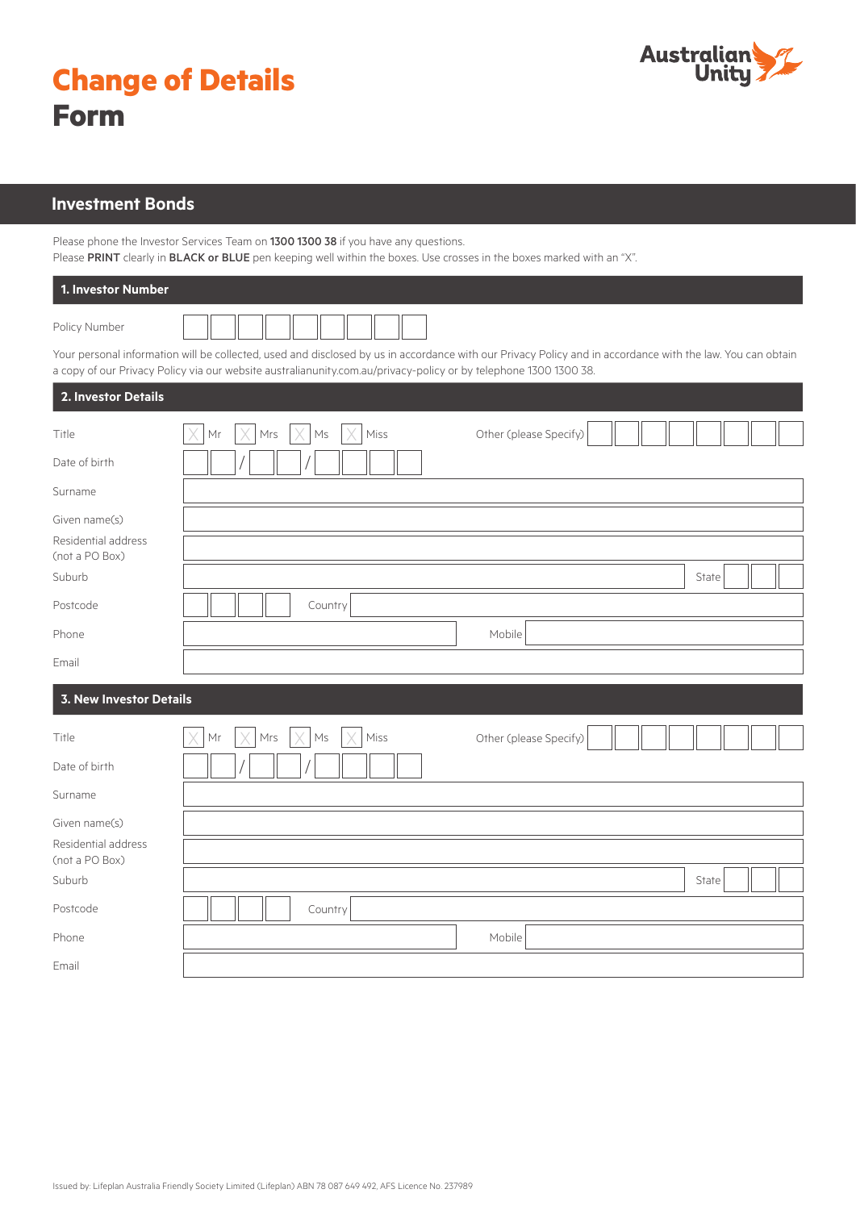# Change of Details Form

Australian Unity

## Investment Bonds

Please phone the Investor Services Team on **1300 1300 38** if you have any questions.
Please **PRINT** clearly in **BLACK or BLUE** pen keeping well within the boxes. Use crosses in the boxes marked with an "X".

### 1. Investor Number

Policy Number

Your personal information will be collected, used and disclosed by us in accordance with our Privacy Policy and in accordance with the law. You can obtain a copy of our Privacy Policy via our website australianunity.com.au/privacy-policy or by telephone 1300 1300 38.

### 2. Investor Details

Title: ☐ Mr ☐ Mrs ☐ Ms ☐ Miss Other (please Specify)

Date of birth: / /

Surname

Given name(s)

Residential address (not a PO Box)

Suburb State

Postcode Country

Phone Mobile

Email

### 3. New Investor Details

Title: ☐ Mr ☐ Mrs ☐ Ms ☐ Miss Other (please Specify)

Date of birth: / /

Surname

Given name(s)

Residential address (not a PO Box)

Suburb State

Postcode Country

Phone Mobile

Email

Issued by: Lifeplan Australia Friendly Society Limited (Lifeplan) ABN 78 087 649 492, AFS Licence No. 237989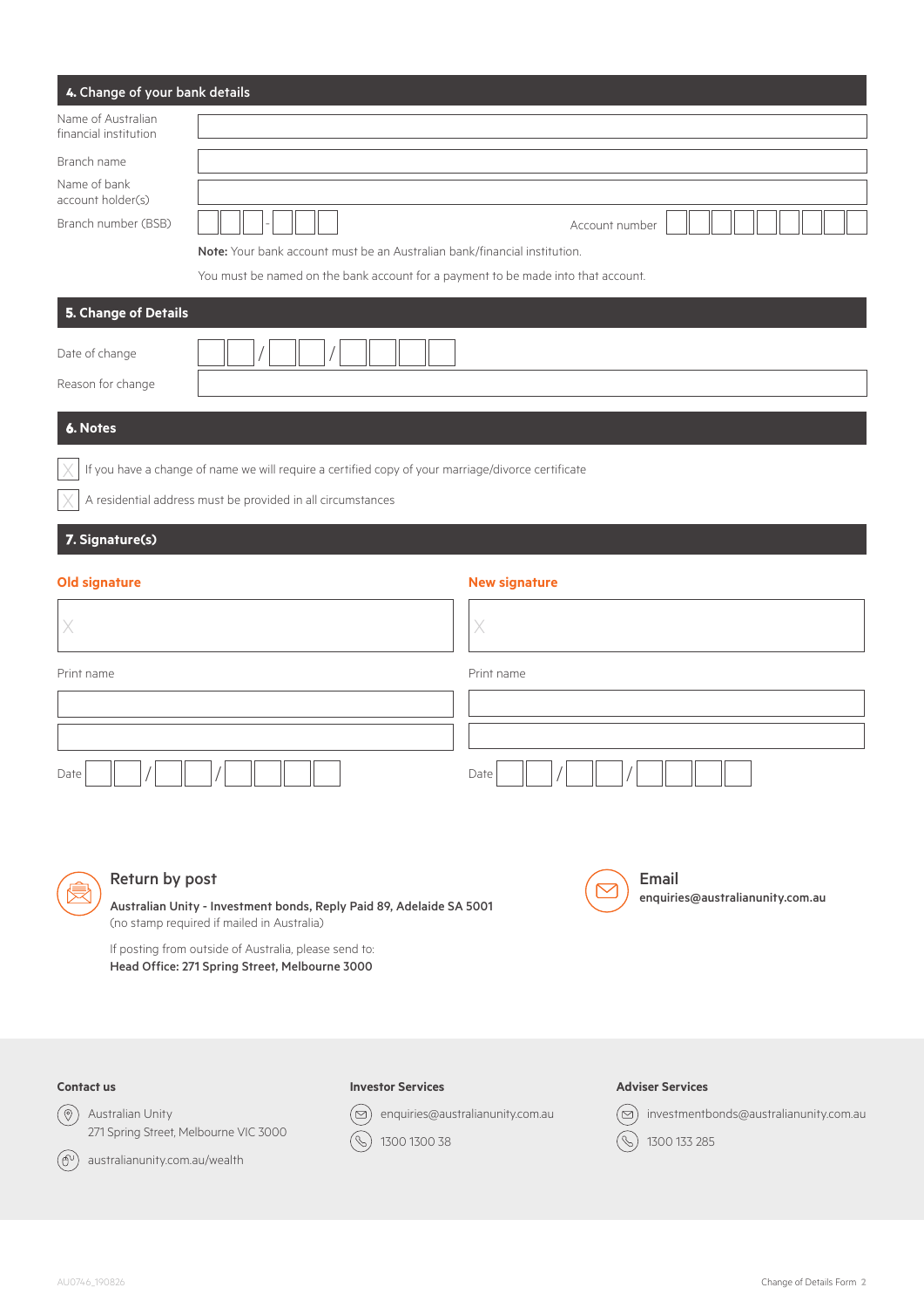## 4. Change of your bank details

Name of Australian financial institution

Branch name

Name of bank account holder(s)

Branch number (BSB) -  Account number

**Note:** Your bank account must be an Australian bank/financial institution.

You must be named on the bank account for a payment to be made into that account.

## 5. Change of Details

Date of change / /

Reason for change

## 6. Notes

- If you have a change of name we will require a certified copy of your marriage/divorce certificate
- A residential address must be provided in all circumstances

## 7. Signature(s)

**Old signature**

X

Print name

Date / /

**New signature**

X

Print name

Date / /

### Return by post

**Australian Unity - Investment bonds, Reply Paid 89, Adelaide SA 5001**
(no stamp required if mailed in Australia)

If posting from outside of Australia, please send to:
**Head Office: 271 Spring Street, Melbourne 3000**

### Email

**enquiries@australianunity.com.au**

**Contact us**

Australian Unity
271 Spring Street, Melbourne VIC 3000

australianunity.com.au/wealth

**Investor Services**

enquiries@australianunity.com.au

1300 1300 38

**Adviser Services**

investmentbonds@australianunity.com.au

1300 133 285

AU0746_190826